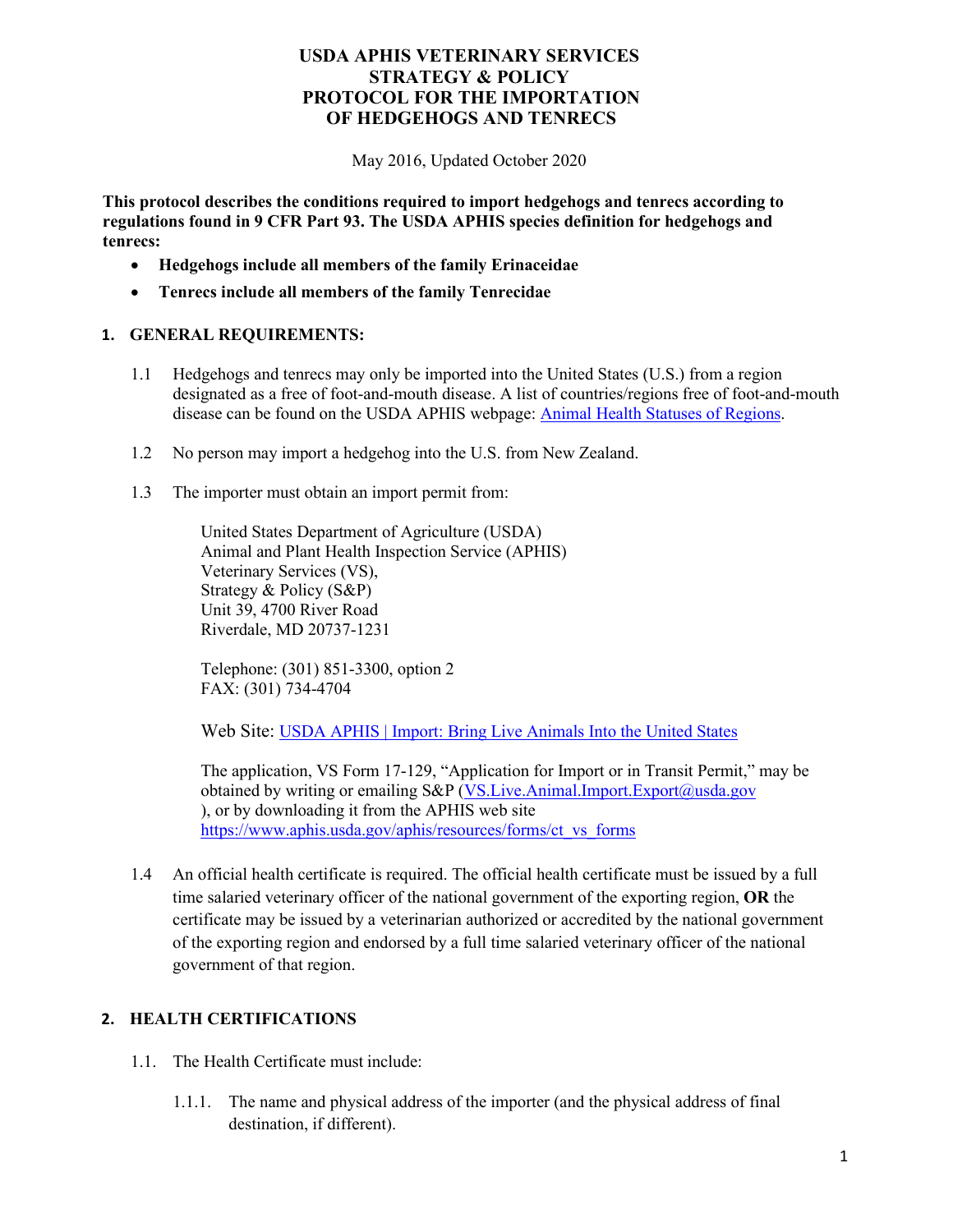# USDA APHIS VETERINARY SERVICES STRATEGY & POLICY PROTOCOL FOR THE IMPORTATION OF HEDGEHOGS AND TENRECS

May 2016, Updated October 2020

**This protocol describes the conditions required to import hedgehogs and tenrecs according to regulations found in 9 CFR Part 93. The USDA APHIS species definition for hedgehogs and tenrecs:**

- **Hedgehogs include all members of the family Erinaceidae**
- **Tenrecs include all members of the family Tenrecidae**

## 1. GENERAL REQUIREMENTS:

1.1 Hedgehogs and tenrecs may only be imported into the United States (U.S.) from a region designated as a free of foot-and-mouth disease. A list of countries/regions free of foot-and-mouth disease can be found on the USDA APHIS webpage: [Animal Health Statuses of Regions](Animal Health Statuses of Regions).

1.2 No person may import a hedgehog into the U.S. from New Zealand.

1.3 The importer must obtain an import permit from:

United States Department of Agriculture (USDA)
Animal and Plant Health Inspection Service (APHIS)
Veterinary Services (VS),
Strategy & Policy (S&P)
Unit 39, 4700 River Road
Riverdale, MD 20737-1231

Telephone: (301) 851-3300, option 2
FAX: (301) 734-4704

Web Site: [USDA APHIS | Import: Bring Live Animals Into the United States](USDA APHIS | Import: Bring Live Animals Into the United States)

The application, VS Form 17-129, "Application for Import or in Transit Permit," may be obtained by writing or emailing S&P (VS.Live.Animal.Import.Export@usda.gov ), or by downloading it from the APHIS web site https://www.aphis.usda.gov/aphis/resources/forms/ct_vs_forms

1.4 An official health certificate is required. The official health certificate must be issued by a full time salaried veterinary officer of the national government of the exporting region, **OR** the certificate may be issued by a veterinarian authorized or accredited by the national government of the exporting region and endorsed by a full time salaried veterinary officer of the national government of that region.

## 2. HEALTH CERTIFICATIONS

1.1. The Health Certificate must include:

1.1.1. The name and physical address of the importer (and the physical address of final destination, if different).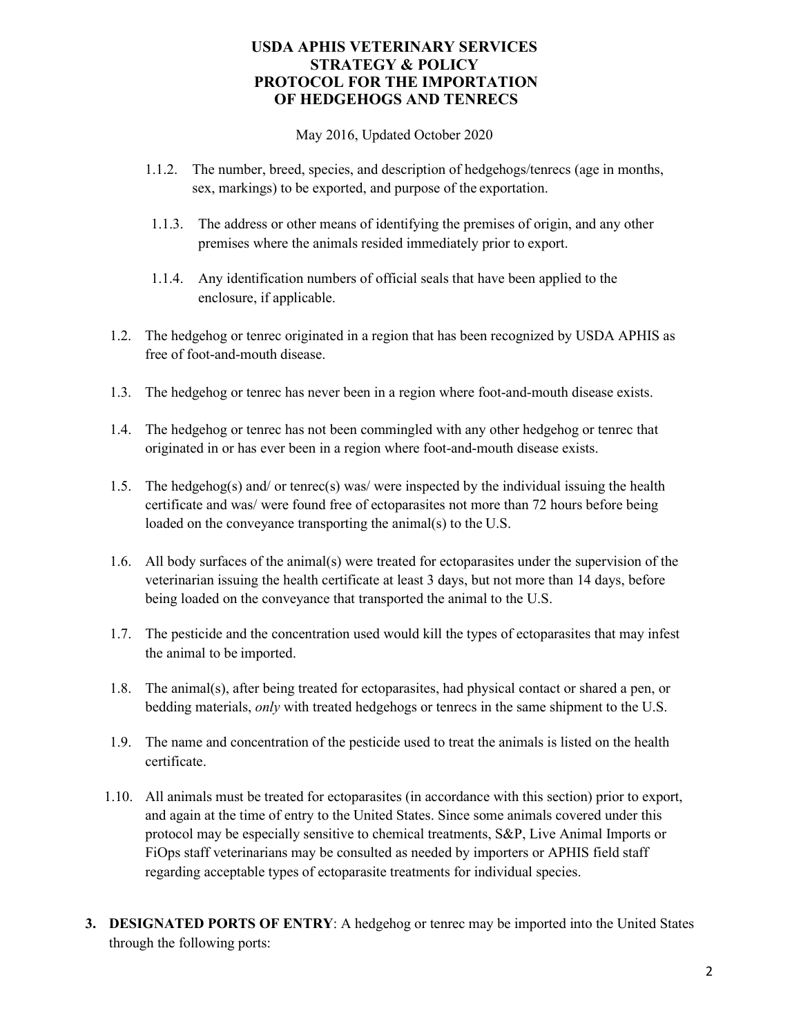# USDA APHIS VETERINARY SERVICES
# STRATEGY & POLICY
# PROTOCOL FOR THE IMPORTATION OF HEDGEHOGS AND TENRECS

May 2016, Updated October 2020

1.1.2. The number, breed, species, and description of hedgehogs/tenrecs (age in months, sex, markings) to be exported, and purpose of the exportation.

1.1.3. The address or other means of identifying the premises of origin, and any other premises where the animals resided immediately prior to export.

1.1.4. Any identification numbers of official seals that have been applied to the enclosure, if applicable.

1.2. The hedgehog or tenrec originated in a region that has been recognized by USDA APHIS as free of foot-and-mouth disease.

1.3. The hedgehog or tenrec has never been in a region where foot-and-mouth disease exists.

1.4. The hedgehog or tenrec has not been commingled with any other hedgehog or tenrec that originated in or has ever been in a region where foot-and-mouth disease exists.

1.5. The hedgehog(s) and/ or tenrec(s) was/ were inspected by the individual issuing the health certificate and was/ were found free of ectoparasites not more than 72 hours before being loaded on the conveyance transporting the animal(s) to the U.S.

1.6. All body surfaces of the animal(s) were treated for ectoparasites under the supervision of the veterinarian issuing the health certificate at least 3 days, but not more than 14 days, before being loaded on the conveyance that transported the animal to the U.S.

1.7. The pesticide and the concentration used would kill the types of ectoparasites that may infest the animal to be imported.

1.8. The animal(s), after being treated for ectoparasites, had physical contact or shared a pen, or bedding materials, *only* with treated hedgehogs or tenrecs in the same shipment to the U.S.

1.9. The name and concentration of the pesticide used to treat the animals is listed on the health certificate.

1.10. All animals must be treated for ectoparasites (in accordance with this section) prior to export, and again at the time of entry to the United States. Since some animals covered under this protocol may be especially sensitive to chemical treatments, S&P, Live Animal Imports or FiOps staff veterinarians may be consulted as needed by importers or APHIS field staff regarding acceptable types of ectoparasite treatments for individual species.

3. **DESIGNATED PORTS OF ENTRY**: A hedgehog or tenrec may be imported into the United States through the following ports: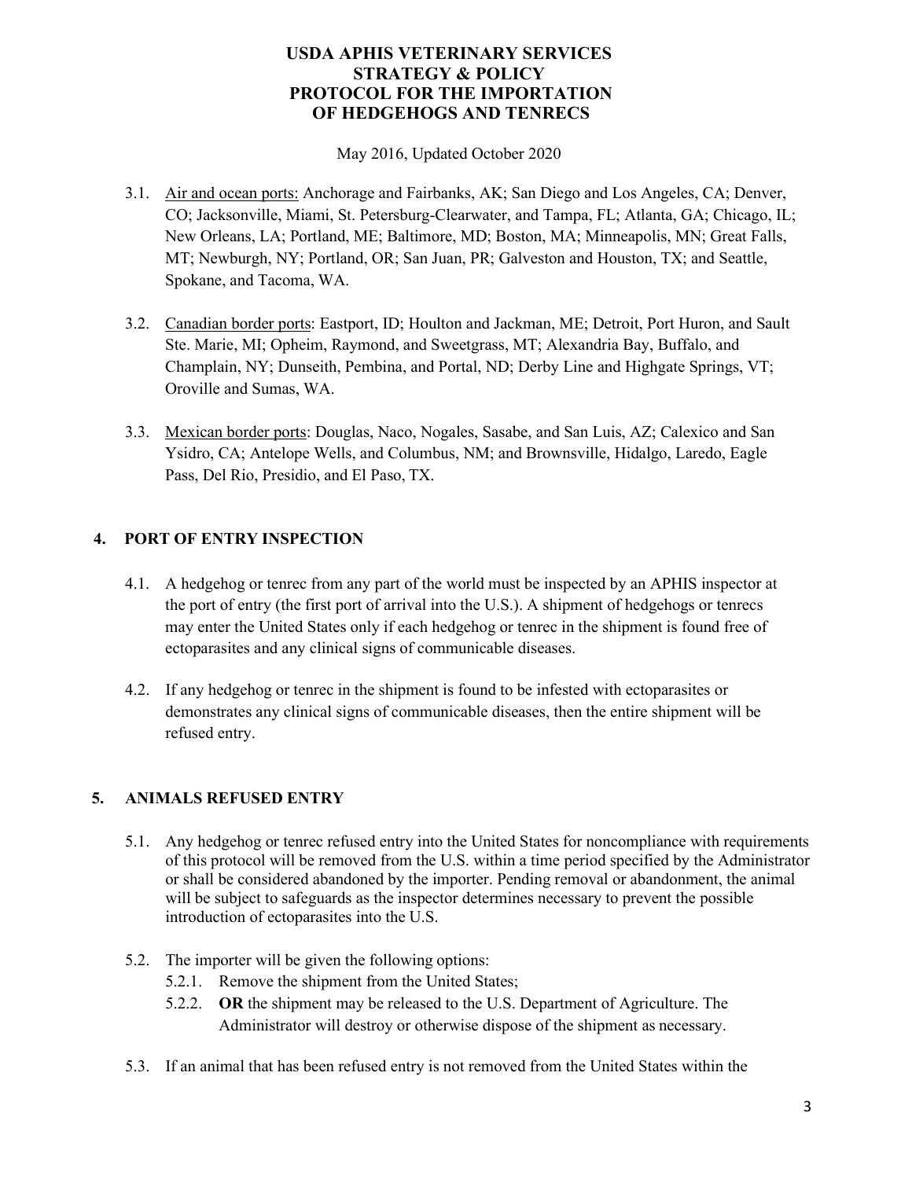3.1. Air and ocean ports: Anchorage and Fairbanks, AK; San Diego and Los Angeles, CA; Denver, CO; Jacksonville, Miami, St. Petersburg-Clearwater, and Tampa, FL; Atlanta, GA; Chicago, IL; New Orleans, LA; Portland, ME; Baltimore, MD; Boston, MA; Minneapolis, MN; Great Falls, MT; Newburgh, NY; Portland, OR; San Juan, PR; Galveston and Houston, TX; and Seattle, Spokane, and Tacoma, WA.

3.2. Canadian border ports: Eastport, ID; Houlton and Jackman, ME; Detroit, Port Huron, and Sault Ste. Marie, MI; Opheim, Raymond, and Sweetgrass, MT; Alexandria Bay, Buffalo, and Champlain, NY; Dunseith, Pembina, and Portal, ND; Derby Line and Highgate Springs, VT; Oroville and Sumas, WA.

3.3. Mexican border ports: Douglas, Naco, Nogales, Sasabe, and San Luis, AZ; Calexico and San Ysidro, CA; Antelope Wells, and Columbus, NM; and Brownsville, Hidalgo, Laredo, Eagle Pass, Del Rio, Presidio, and El Paso, TX.

## 4. PORT OF ENTRY INSPECTION

4.1. A hedgehog or tenrec from any part of the world must be inspected by an APHIS inspector at the port of entry (the first port of arrival into the U.S.). A shipment of hedgehogs or tenrecs may enter the United States only if each hedgehog or tenrec in the shipment is found free of ectoparasites and any clinical signs of communicable diseases.

4.2. If any hedgehog or tenrec in the shipment is found to be infested with ectoparasites or demonstrates any clinical signs of communicable diseases, then the entire shipment will be refused entry.

## 5. ANIMALS REFUSED ENTRY

5.1. Any hedgehog or tenrec refused entry into the United States for noncompliance with requirements of this protocol will be removed from the U.S. within a time period specified by the Administrator or shall be considered abandoned by the importer. Pending removal or abandonment, the animal will be subject to safeguards as the inspector determines necessary to prevent the possible introduction of ectoparasites into the U.S.

5.2. The importer will be given the following options:

- 5.2.1. Remove the shipment from the United States;
- 5.2.2. **OR** the shipment may be released to the U.S. Department of Agriculture. The Administrator will destroy or otherwise dispose of the shipment as necessary.

5.3. If an animal that has been refused entry is not removed from the United States within the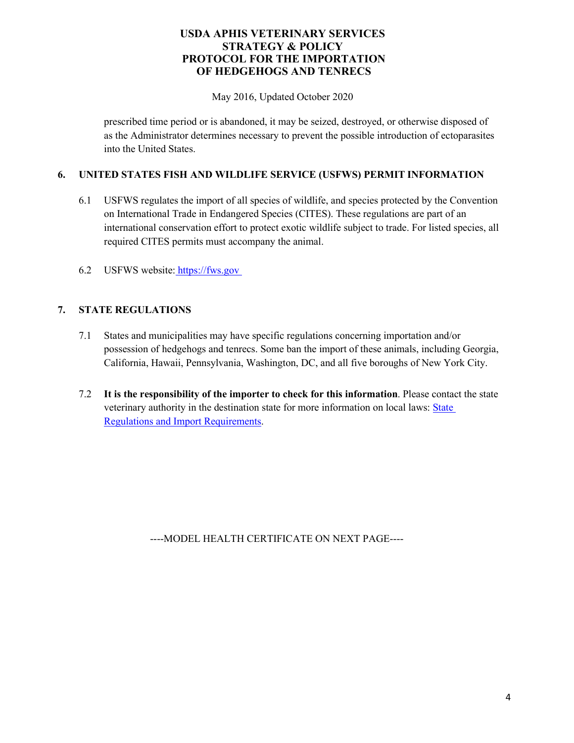prescribed time period or is abandoned, it may be seized, destroyed, or otherwise disposed of as the Administrator determines necessary to prevent the possible introduction of ectoparasites into the United States.

## 6. UNITED STATES FISH AND WILDLIFE SERVICE (USFWS) PERMIT INFORMATION

6.1 USFWS regulates the import of all species of wildlife, and species protected by the Convention on International Trade in Endangered Species (CITES). These regulations are part of an international conservation effort to protect exotic wildlife subject to trade. For listed species, all required CITES permits must accompany the animal.

6.2 USFWS website: [https://fws.gov](https://fws.gov)

## 7. STATE REGULATIONS

7.1 States and municipalities may have specific regulations concerning importation and/or possession of hedgehogs and tenrecs. Some ban the import of these animals, including Georgia, California, Hawaii, Pennsylvania, Washington, DC, and all five boroughs of New York City.

7.2 **It is the responsibility of the importer to check for this information**. Please contact the state veterinary authority in the destination state for more information on local laws: State Regulations and Import Requirements.

----MODEL HEALTH CERTIFICATE ON NEXT PAGE----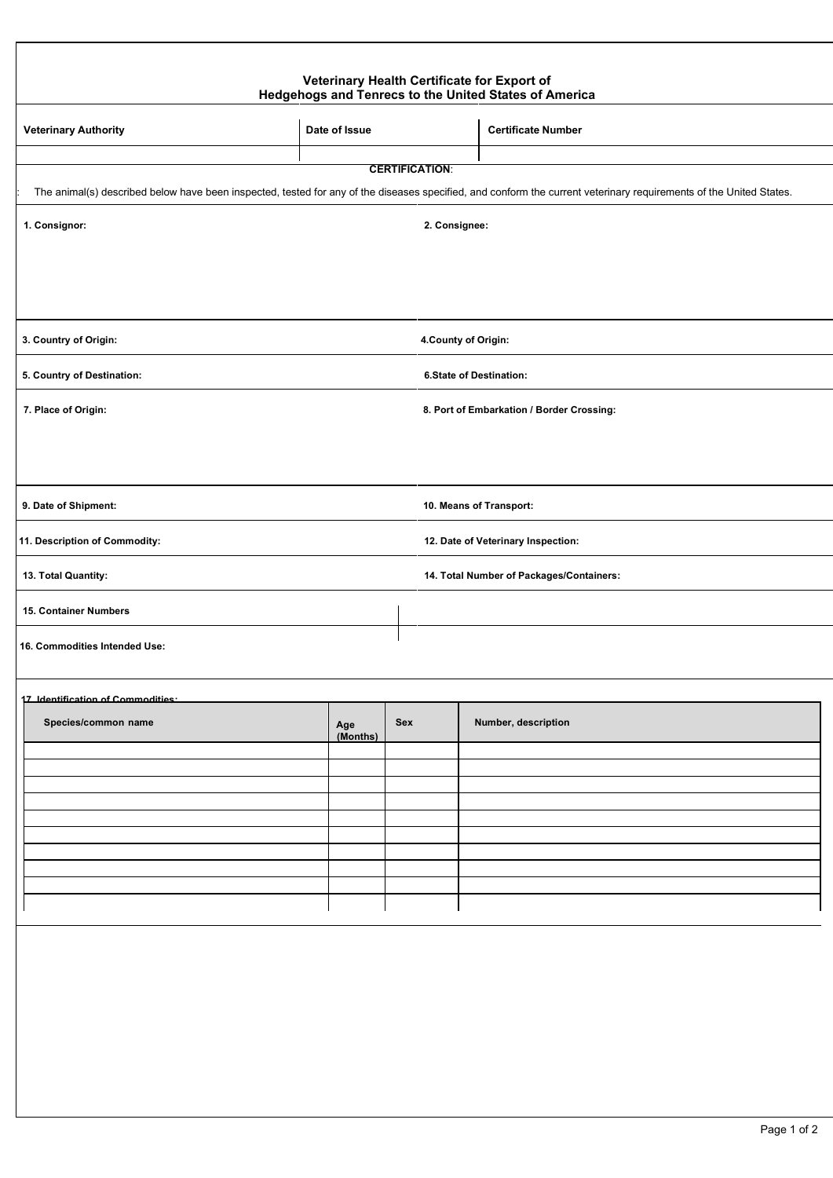# Veterinary Health Certificate for Export of Hedgehogs and Tenrecs to the United States of America

| Veterinary Authority | Date of Issue | Certificate Number |
|---|---|---|
| | | |

**CERTIFICATION**:

: The animal(s) described below have been inspected, tested for any of the diseases specified, and conform the current veterinary requirements of the United States.

| | |
|---|---|
| **1. Consignor:** | **2. Consignee:** |
| **3. Country of Origin:** | **4.County of Origin:** |
| **5. Country of Destination:** | **6.State of Destination:** |
| **7. Place of Origin:** | **8. Port of Embarkation / Border Crossing:** |
| **9. Date of Shipment:** | **10. Means of Transport:** |
| **11. Description of Commodity:** | **12. Date of Veterinary Inspection:** |
| **13. Total Quantity:** | **14. Total Number of Packages/Containers:** |
| **15. Container Numbers** | |
| **16. Commodities Intended Use:** | |

**17. Identification of Commodities:**

| Species/common name | Age (Months) | Sex | Number, description |
|---|---|---|---|
| | | | |
| | | | |
| | | | |
| | | | |
| | | | |
| | | | |
| | | | |
| | | | |
| | | | |
| | | | |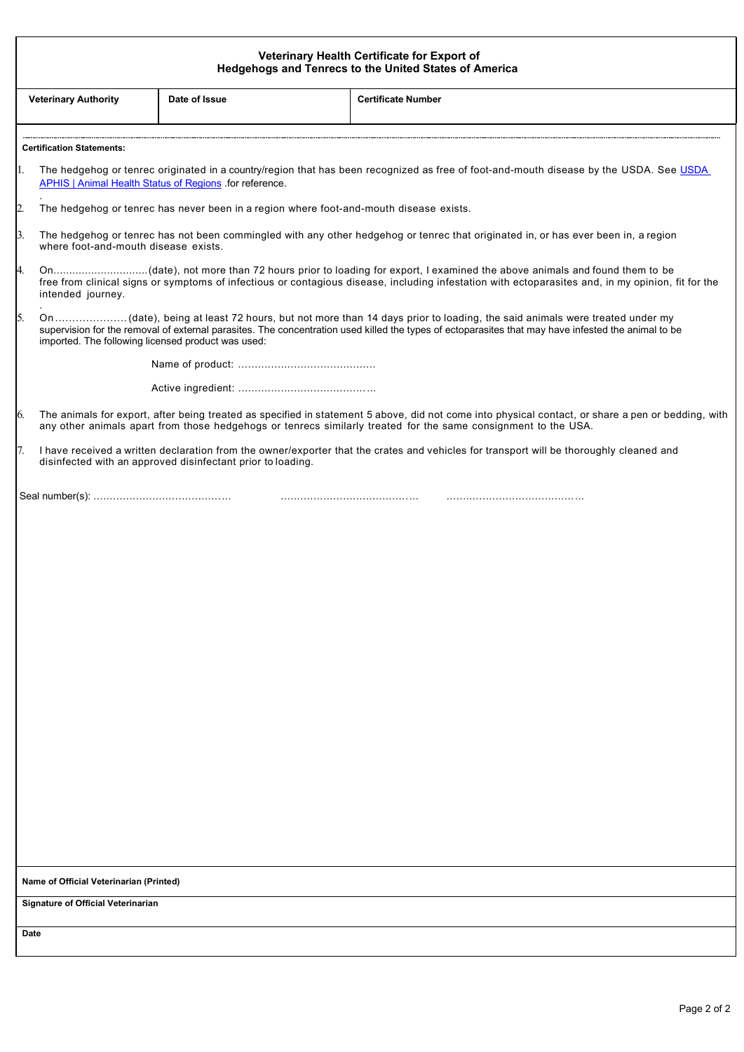# Veterinary Health Certificate for Export of Hedgehogs and Tenrecs to the United States of America

| Veterinary Authority | Date of Issue | Certificate Number |
|---|---|---|
| | | |

**Certification Statements:**

1. The hedgehog or tenrec originated in a country/region that has been recognized as free of foot-and-mouth disease by the USDA. See [USDA APHIS | Animal Health Status of Regions](USDA APHIS | Animal Health Status of Regions) .for reference.
2. The hedgehog or tenrec has never been in a region where foot-and-mouth disease exists.
3. The hedgehog or tenrec has not been commingled with any other hedgehog or tenrec that originated in, or has ever been in, a region where foot-and-mouth disease exists.
4. On.............................(date), not more than 72 hours prior to loading for export, I examined the above animals and found them to be free from clinical signs or symptoms of infectious or contagious disease, including infestation with ectoparasites and, in my opinion, fit for the intended journey.
5. On.....................(date), being at least 72 hours, but not more than 14 days prior to loading, the said animals were treated under my supervision for the removal of external parasites. The concentration used killed the types of ectoparasites that may have infested the animal to be imported. The following licensed product was used:

   Name of product: ..........................................

   Active ingredient: ..........................................

6. The animals for export, after being treated as specified in statement 5 above, did not come into physical contact, or share a pen or bedding, with any other animals apart from those hedgehogs or tenrecs similarly treated for the same consignment to the USA.
7. I have received a written declaration from the owner/exporter that the crates and vehicles for transport will be thoroughly cleaned and disinfected with an approved disinfectant prior to loading.

Seal number(s): .......................................... .......................................... ..........................................

**Name of Official Veterinarian (Printed)**

**Signature of Official Veterinarian**

**Date**